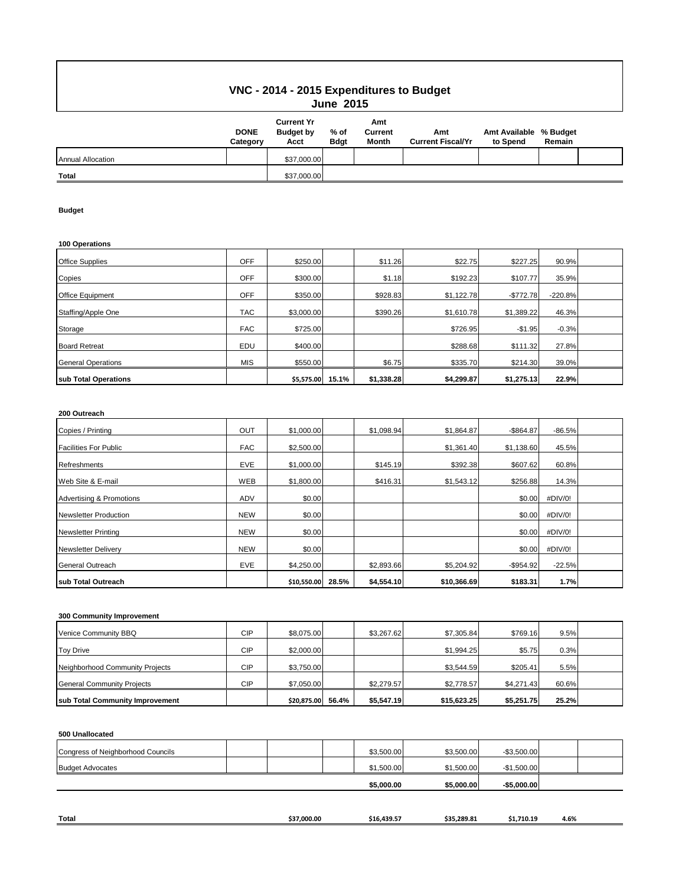# VNC - 2014 - 2015 Expenditures to Budget

## June 2015

| | DONE Category | Current Yr Budget by Acct | % of Bdgt | Amt Current Month | Amt Current Fiscal/Yr | Amt Available to Spend | % Budget Remain |
|---|---|---|---|---|---|---|---|
| Annual Allocation | | $37,000.00 | | | | | |
| **Total** | | $37,000.00 | | | | | |

**Budget**

**100 Operations**

| | DONE Category | Current Yr Budget by Acct | % of Bdgt | Amt Current Month | Amt Current Fiscal/Yr | Amt Available to Spend | % Budget Remain |
|---|---|---|---|---|---|---|---|
| Office Supplies | OFF | $250.00 | | $11.26 | $22.75 | $227.25 | 90.9% |
| Copies | OFF | $300.00 | | $1.18 | $192.23 | $107.77 | 35.9% |
| Office Equipment | OFF | $350.00 | | $928.83 | $1,122.78 | -$772.78 | -220.8% |
| Staffing/Apple One | TAC | $3,000.00 | | $390.26 | $1,610.78 | $1,389.22 | 46.3% |
| Storage | FAC | $725.00 | | | $726.95 | -$1.95 | -0.3% |
| Board Retreat | EDU | $400.00 | | | $288.68 | $111.32 | 27.8% |
| General Operations | MIS | $550.00 | | $6.75 | $335.70 | $214.30 | 39.0% |
| **sub Total Operations** | | **$5,575.00** | **15.1%** | **$1,338.28** | **$4,299.87** | **$1,275.13** | **22.9%** |

**200 Outreach**

| | DONE Category | Current Yr Budget by Acct | % of Bdgt | Amt Current Month | Amt Current Fiscal/Yr | Amt Available to Spend | % Budget Remain |
|---|---|---|---|---|---|---|---|
| Copies / Printing | OUT | $1,000.00 | | $1,098.94 | $1,864.87 | -$864.87 | -86.5% |
| Facilities For Public | FAC | $2,500.00 | | | $1,361.40 | $1,138.60 | 45.5% |
| Refreshments | EVE | $1,000.00 | | $145.19 | $392.38 | $607.62 | 60.8% |
| Web Site & E-mail | WEB | $1,800.00 | | $416.31 | $1,543.12 | $256.88 | 14.3% |
| Advertising & Promotions | ADV | $0.00 | | | | $0.00 | #DIV/0! |
| Newsletter Production | NEW | $0.00 | | | | $0.00 | #DIV/0! |
| Newsletter Printing | NEW | $0.00 | | | | $0.00 | #DIV/0! |
| Newsletter Delivery | NEW | $0.00 | | | | $0.00 | #DIV/0! |
| General Outreach | EVE | $4,250.00 | | $2,893.66 | $5,204.92 | -$954.92 | -22.5% |
| **sub Total Outreach** | | **$10,550.00** | **28.5%** | **$4,554.10** | **$10,366.69** | **$183.31** | **1.7%** |

**300 Community Improvement**

| | DONE Category | Current Yr Budget by Acct | % of Bdgt | Amt Current Month | Amt Current Fiscal/Yr | Amt Available to Spend | % Budget Remain |
|---|---|---|---|---|---|---|---|
| Venice Community BBQ | CIP | $8,075.00 | | $3,267.62 | $7,305.84 | $769.16 | 9.5% |
| Toy Drive | CIP | $2,000.00 | | | $1,994.25 | $5.75 | 0.3% |
| Neighborhood Community Projects | CIP | $3,750.00 | | | $3,544.59 | $205.41 | 5.5% |
| General Community Projects | CIP | $7,050.00 | | $2,279.57 | $2,778.57 | $4,271.43 | 60.6% |
| **sub Total Community Improvement** | | **$20,875.00** | **56.4%** | **$5,547.19** | **$15,623.25** | **$5,251.75** | **25.2%** |

**500 Unallocated**

| | DONE Category | Current Yr Budget by Acct | % of Bdgt | Amt Current Month | Amt Current Fiscal/Yr | Amt Available to Spend | % Budget Remain |
|---|---|---|---|---|---|---|---|
| Congress of Neighborhood Councils | | | | $3,500.00 | $3,500.00 | -$3,500.00 | |
| Budget Advocates | | | | $1,500.00 | $1,500.00 | -$1,500.00 | |
| | | | | **$5,000.00** | **$5,000.00** | **-$5,000.00** | |

| | DONE Category | Current Yr Budget by Acct | % of Bdgt | Amt Current Month | Amt Current Fiscal/Yr | Amt Available to Spend | % Budget Remain |
|---|---|---|---|---|---|---|---|
| **Total** | | **$37,000.00** | | **$16,439.57** | **$35,289.81** | **$1,710.19** | **4.6%** |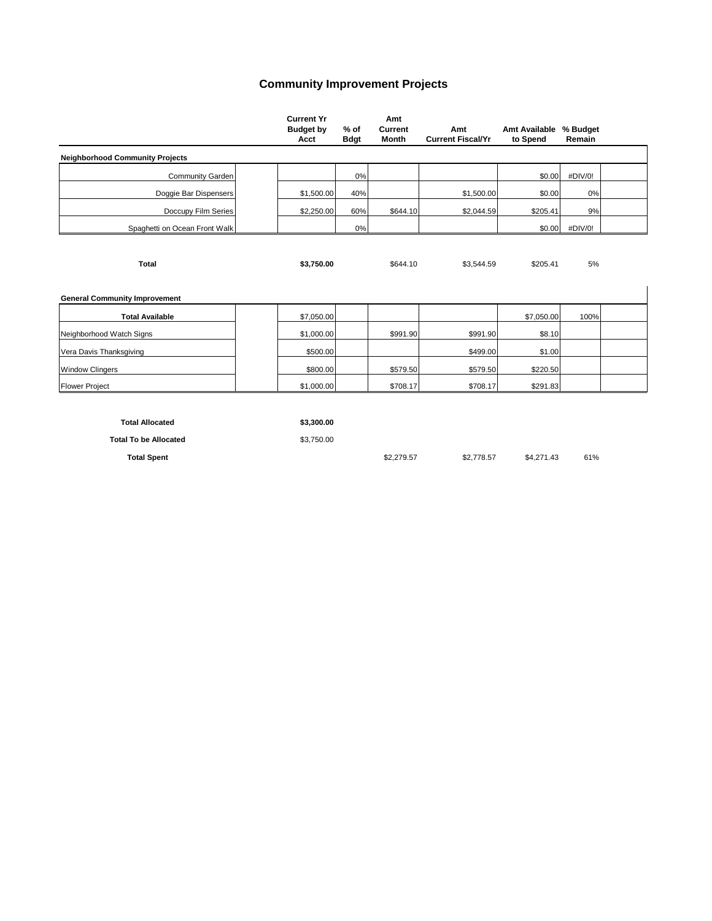# Community Improvement Projects

| | | Current Yr Budget by Acct | % of Bdgt | Amt Current Month | Amt Current Fiscal/Yr | Amt Available to Spend | % Budget Remain | |
|---|---|---|---|---|---|---|---|---|
| **Neighborhood Community Projects** | | | | | | | | |
| Community Garden | | | 0% | | | $0.00 | #DIV/0! | |
| Doggie Bar Dispensers | | $1,500.00 | 40% | | $1,500.00 | $0.00 | 0% | |
| Doccupy Film Series | | $2,250.00 | 60% | $644.10 | $2,044.59 | $205.41 | 9% | |
| Spaghetti on Ocean Front Walk | | | 0% | | | $0.00 | #DIV/0! | |
| **Total** | | **$3,750.00** | | $644.10 | $3,544.59 | $205.41 | 5% | |
| **General Community Improvement** | | | | | | | | |
| **Total Available** | | $7,050.00 | | | | $7,050.00 | 100% | |
| Neighborhood Watch Signs | | $1,000.00 | | $991.90 | $991.90 | $8.10 | | |
| Vera Davis Thanksgiving | | $500.00 | | | $499.00 | $1.00 | | |
| Window Clingers | | $800.00 | | $579.50 | $579.50 | $220.50 | | |
| Flower Project | | $1,000.00 | | $708.17 | $708.17 | $291.83 | | |
| **Total Allocated** | | **$3,300.00** | | | | | | |
| **Total To be Allocated** | | $3,750.00 | | | | | | |
| **Total Spent** | | | | $2,279.57 | $2,778.57 | $4,271.43 | 61% | |